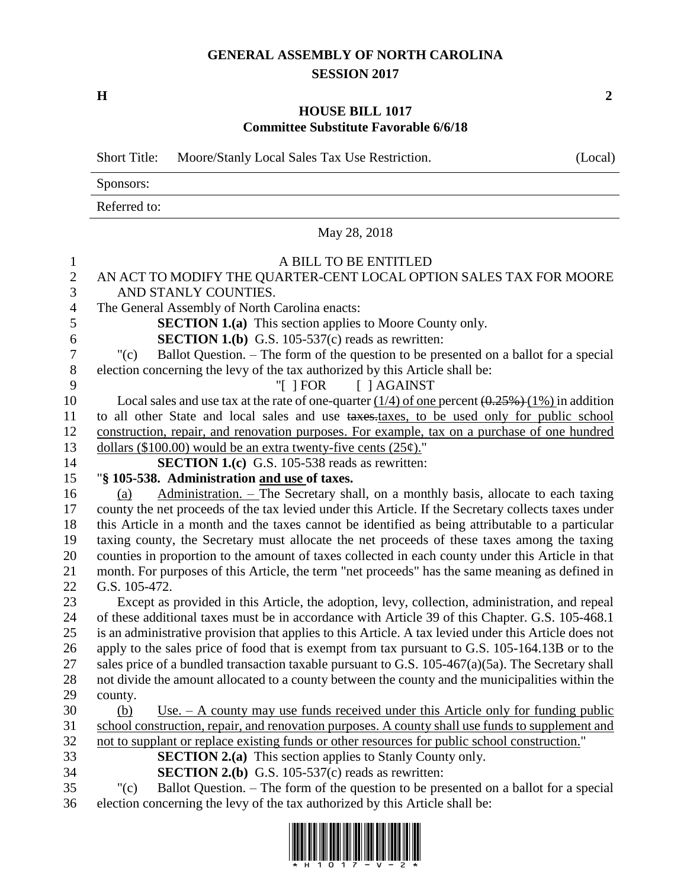# GENERAL ASSEMBLY OF NORTH CAROLINA
## SESSION 2017

**H** **2**

## HOUSE BILL 1017
### Committee Substitute Favorable 6/6/18

Short Title: Moore/Stanly Local Sales Tax Use Restriction. (Local)

Sponsors:

Referred to:

May 28, 2018

A BILL TO BE ENTITLED

AN ACT TO MODIFY THE QUARTER-CENT LOCAL OPTION SALES TAX FOR MOORE AND STANLY COUNTIES.

The General Assembly of North Carolina enacts:

**SECTION 1.(a)** This section applies to Moore County only.

**SECTION 1.(b)** G.S. 105-537(c) reads as rewritten:

"(c) Ballot Question. – The form of the question to be presented on a ballot for a special election concerning the levy of the tax authorized by this Article shall be:

"[ ] FOR [ ] AGAINST

Local sales and use tax at the rate of one-quarter <u>(1/4) of one</u> percent ~~(0.25%)~~ <u>(1%)</u> in addition to all other State and local sales and use ~~taxes.~~<u>taxes, to be used only for public school construction, repair, and renovation purposes. For example, tax on a purchase of one hundred dollars ($100.00) would be an extra twenty-five cents (25¢).</u>"

**SECTION 1.(c)** G.S. 105-538 reads as rewritten:

"**§ 105-538. Administration <u>and use</u> of taxes.**

<u>(a) Administration. –</u> The Secretary shall, on a monthly basis, allocate to each taxing county the net proceeds of the tax levied under this Article. If the Secretary collects taxes under this Article in a month and the taxes cannot be identified as being attributable to a particular taxing county, the Secretary must allocate the net proceeds of these taxes among the taxing counties in proportion to the amount of taxes collected in each county under this Article in that month. For purposes of this Article, the term "net proceeds" has the same meaning as defined in G.S. 105-472.

Except as provided in this Article, the adoption, levy, collection, administration, and repeal of these additional taxes must be in accordance with Article 39 of this Chapter. G.S. 105-468.1 is an administrative provision that applies to this Article. A tax levied under this Article does not apply to the sales price of food that is exempt from tax pursuant to G.S. 105-164.13B or to the sales price of a bundled transaction taxable pursuant to G.S. 105-467(a)(5a). The Secretary shall not divide the amount allocated to a county between the county and the municipalities within the county.

<u>(b) Use. – A county may use funds received under this Article only for funding public school construction, repair, and renovation purposes. A county shall use funds to supplement and not to supplant or replace existing funds or other resources for public school construction.</u>"

**SECTION 2.(a)** This section applies to Stanly County only.

**SECTION 2.(b)** G.S. 105-537(c) reads as rewritten:

"(c) Ballot Question. – The form of the question to be presented on a ballot for a special election concerning the levy of the tax authorized by this Article shall be: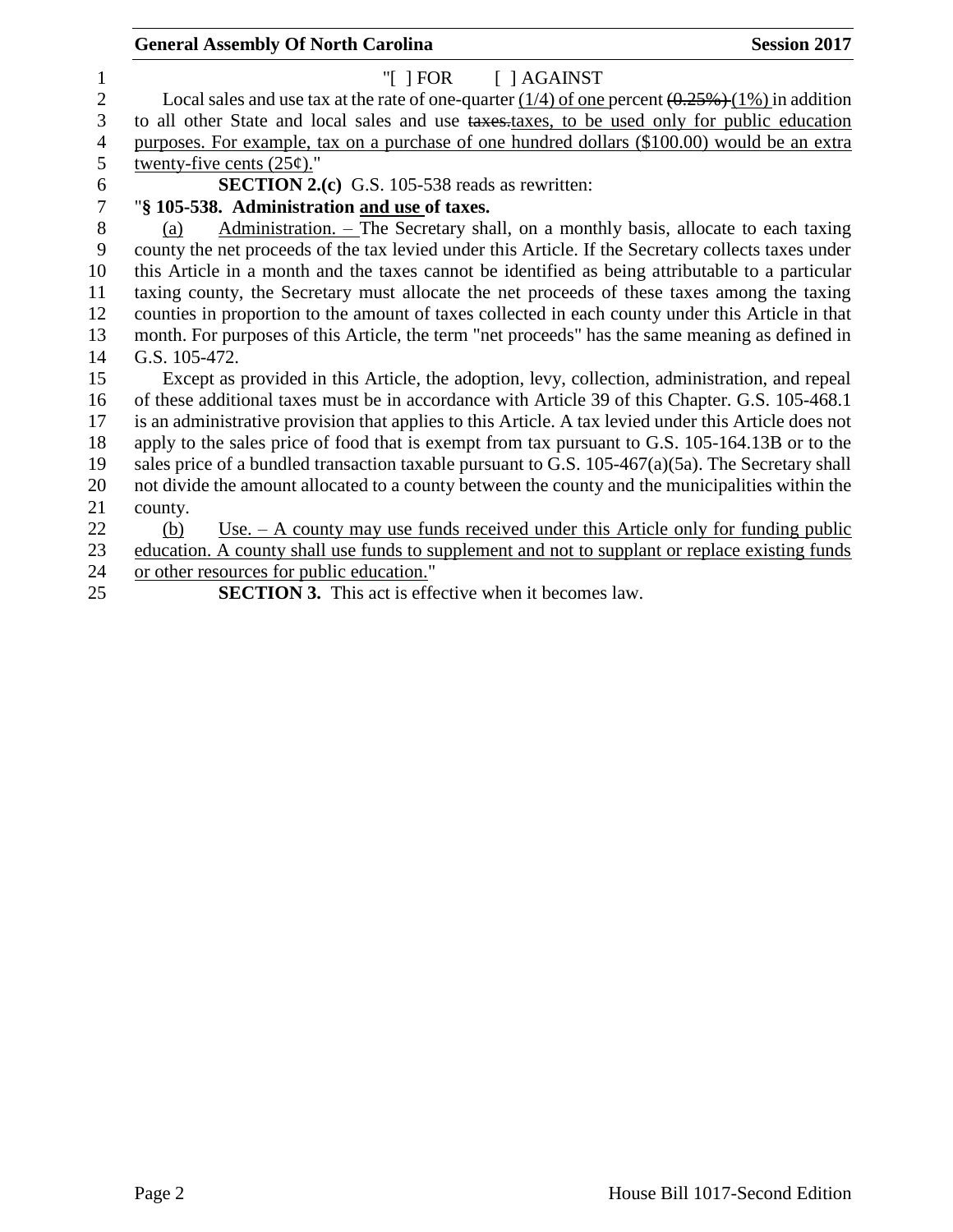"[ ] FOR [ ] AGAINST

Local sales and use tax at the rate of one-quarter (1/4) of one percent ~~(0.25%)~~ (1%) in addition to all other State and local sales and use ~~taxes.~~taxes, to be used only for public education purposes. For example, tax on a purchase of one hundred dollars ($100.00) would be an extra twenty-five cents (25¢)."

**SECTION 2.(c)** G.S. 105-538 reads as rewritten:

"**§ 105-538. Administration and use of taxes.**

(a) Administration. – The Secretary shall, on a monthly basis, allocate to each taxing county the net proceeds of the tax levied under this Article. If the Secretary collects taxes under this Article in a month and the taxes cannot be identified as being attributable to a particular taxing county, the Secretary must allocate the net proceeds of these taxes among the taxing counties in proportion to the amount of taxes collected in each county under this Article in that month. For purposes of this Article, the term "net proceeds" has the same meaning as defined in G.S. 105-472.

Except as provided in this Article, the adoption, levy, collection, administration, and repeal of these additional taxes must be in accordance with Article 39 of this Chapter. G.S. 105-468.1 is an administrative provision that applies to this Article. A tax levied under this Article does not apply to the sales price of food that is exempt from tax pursuant to G.S. 105-164.13B or to the sales price of a bundled transaction taxable pursuant to G.S. 105-467(a)(5a). The Secretary shall not divide the amount allocated to a county between the county and the municipalities within the county.

(b) Use. – A county may use funds received under this Article only for funding public education. A county shall use funds to supplement and not to supplant or replace existing funds or other resources for public education."

**SECTION 3.** This act is effective when it becomes law.